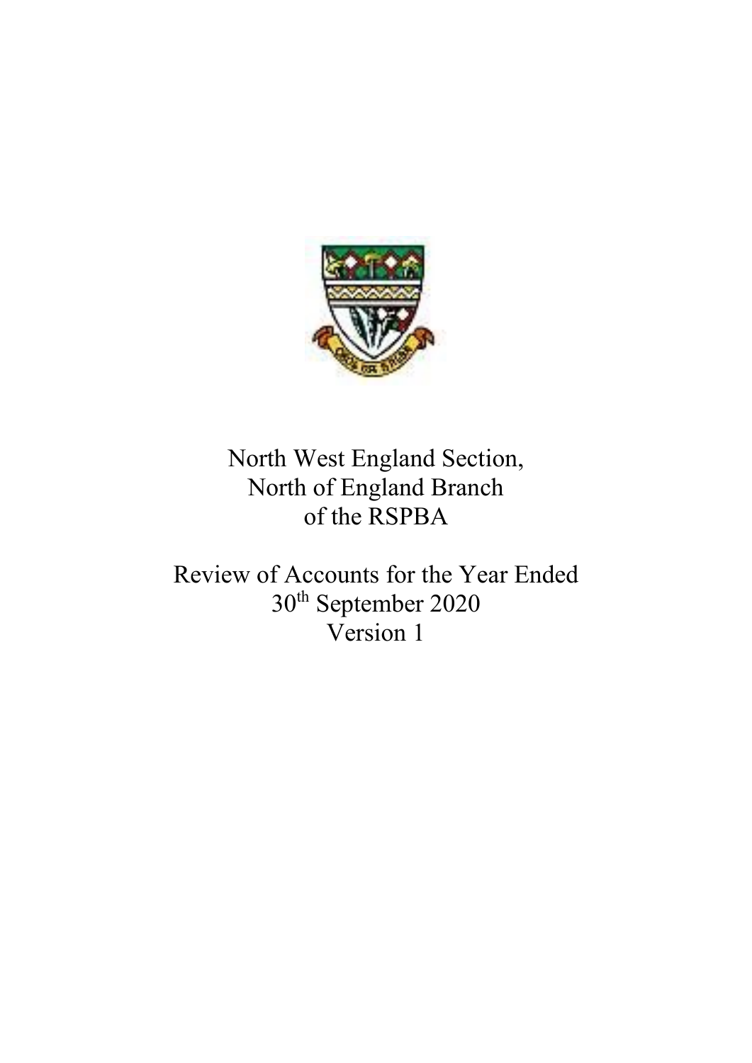North West England Section,
North of England Branch
of the RSPBA

Review of Accounts for the Year Ended
30th September 2020
Version 1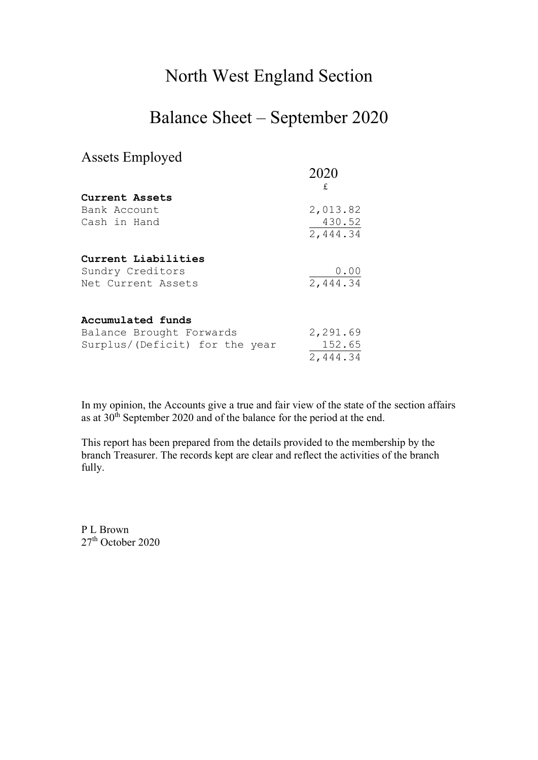# North West England Section

# Balance Sheet – September 2020

## Assets Employed

| | 2020 |
|---|---|
| | £ |
| **Current Assets** | |
| Bank Account | 2,013.82 |
| Cash in Hand | 430.52 |
| | 2,444.34 |
| | |
| **Current Liabilities** | |
| Sundry Creditors | 0.00 |
| Net Current Assets | 2,444.34 |
| | |
| **Accumulated funds** | |
| Balance Brought Forwards | 2,291.69 |
| Surplus/(Deficit) for the year | 152.65 |
| | 2,444.34 |

In my opinion, the Accounts give a true and fair view of the state of the section affairs as at 30th September 2020 and of the balance for the period at the end.

This report has been prepared from the details provided to the membership by the branch Treasurer. The records kept are clear and reflect the activities of the branch fully.

P L Brown
27th October 2020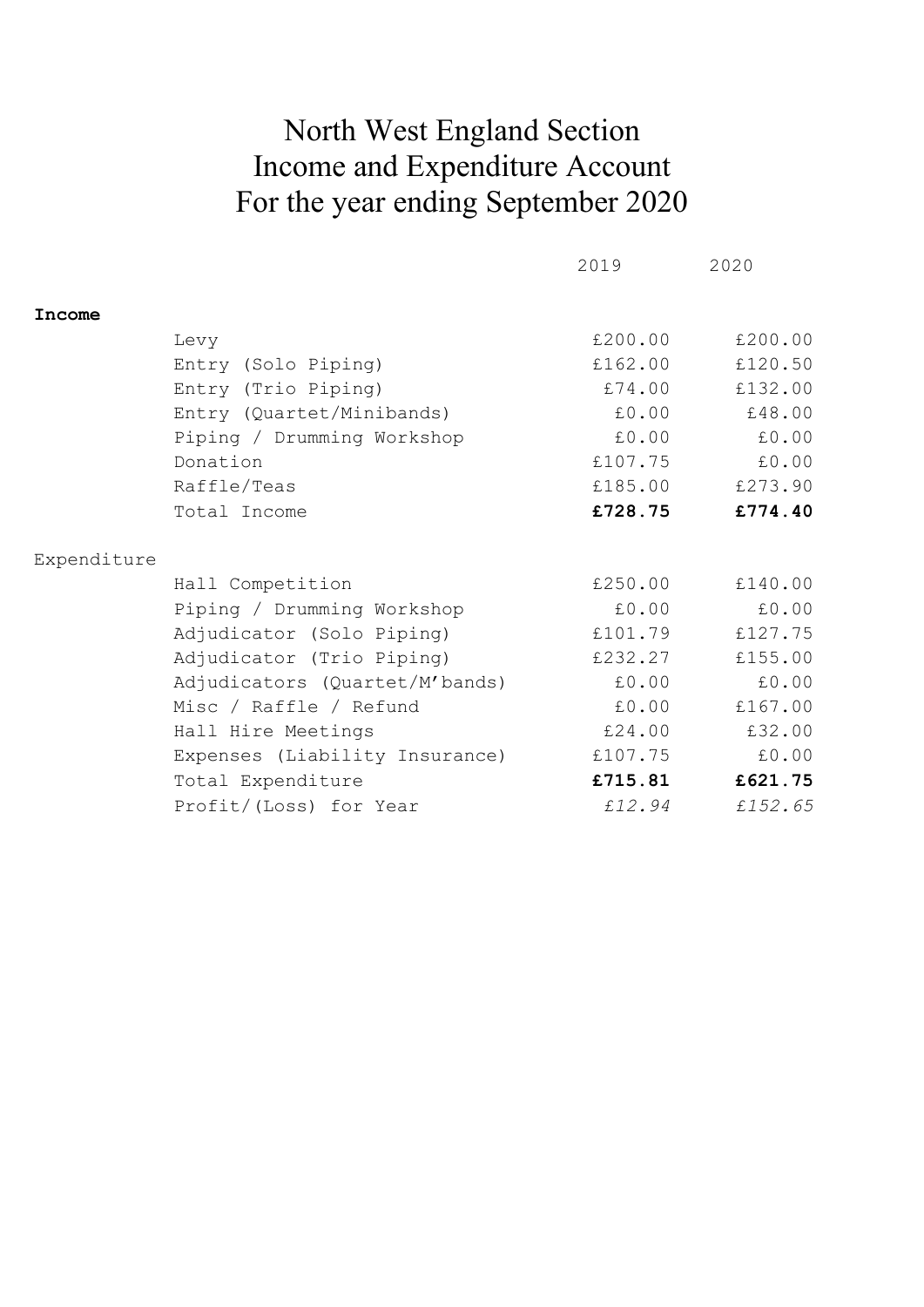# North West England Section
# Income and Expenditure Account
# For the year ending September 2020

| | | 2019 | 2020 |
|---|---|---|---|
| **Income** | | | |
| | Levy | £200.00 | £200.00 |
| | Entry (Solo Piping) | £162.00 | £120.50 |
| | Entry (Trio Piping) | £74.00 | £132.00 |
| | Entry (Quartet/Minibands) | £0.00 | £48.00 |
| | Piping / Drumming Workshop | £0.00 | £0.00 |
| | Donation | £107.75 | £0.00 |
| | Raffle/Teas | £185.00 | £273.90 |
| | Total Income | **£728.75** | **£774.40** |
| Expenditure | | | |
| | Hall Competition | £250.00 | £140.00 |
| | Piping / Drumming Workshop | £0.00 | £0.00 |
| | Adjudicator (Solo Piping) | £101.79 | £127.75 |
| | Adjudicator (Trio Piping) | £232.27 | £155.00 |
| | Adjudicators (Quartet/M'bands) | £0.00 | £0.00 |
| | Misc / Raffle / Refund | £0.00 | £167.00 |
| | Hall Hire Meetings | £24.00 | £32.00 |
| | Expenses (Liability Insurance) | £107.75 | £0.00 |
| | Total Expenditure | **£715.81** | **£621.75** |
| | Profit/(Loss) for Year | *£12.94* | *£152.65* |